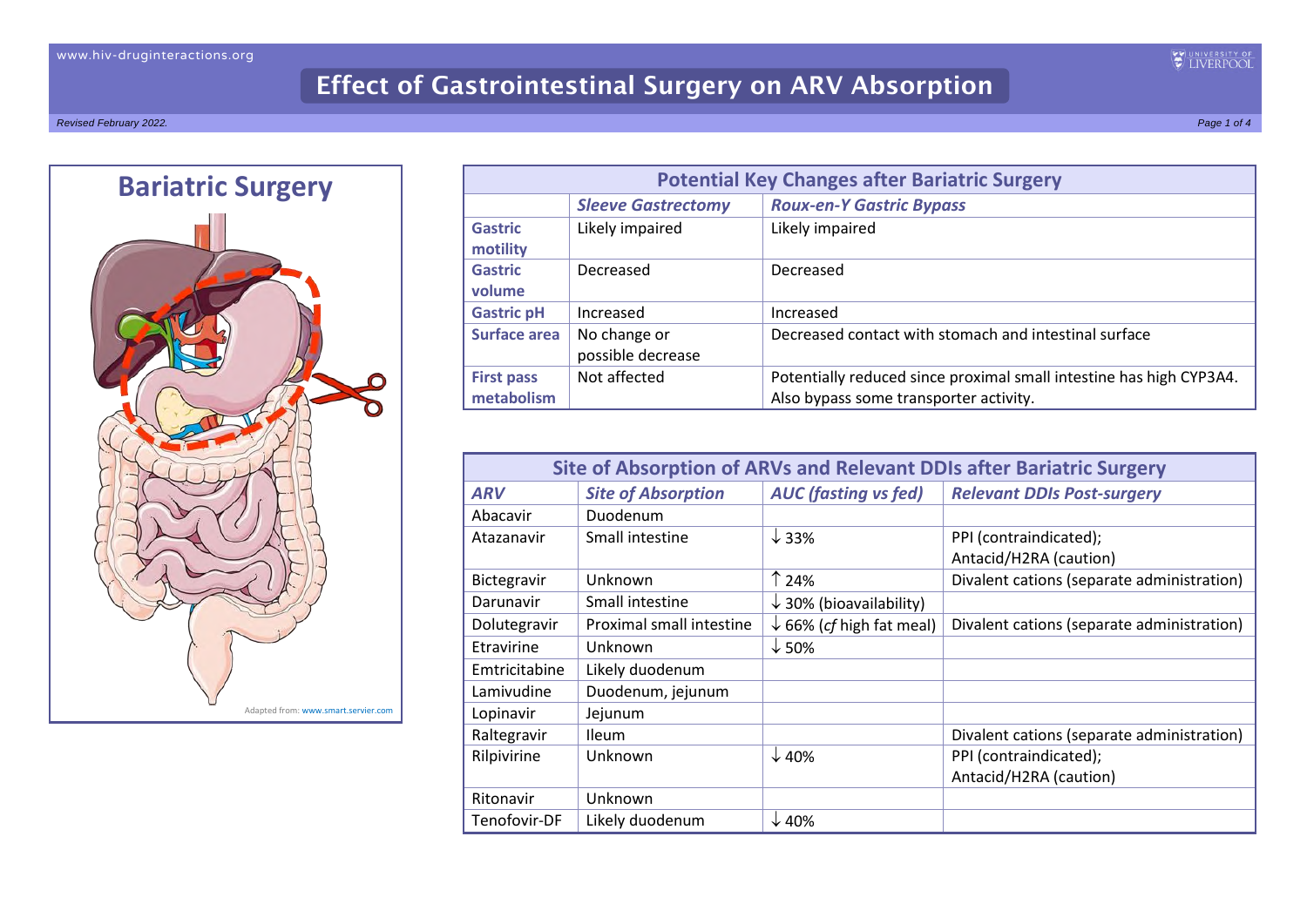# Effect of Gastrointestinal Surgery on ARV Absorption

*Revised February 2022.*

## Bariatric Surgery

Adapted from: www.smart.servier.com

### Potential Key Changes after Bariatric Surgery

| | *Sleeve Gastrectomy* | *Roux-en-Y Gastric Bypass* |
|---|---|---|
| **Gastric motility** | Likely impaired | Likely impaired |
| **Gastric volume** | Decreased | Decreased |
| **Gastric pH** | Increased | Increased |
| **Surface area** | No change or possible decrease | Decreased contact with stomach and intestinal surface |
| **First pass metabolism** | Not affected | Potentially reduced since proximal small intestine has high CYP3A4. Also bypass some transporter activity. |

### Site of Absorption of ARVs and Relevant DDIs after Bariatric Surgery

| *ARV* | *Site of Absorption* | *AUC (fasting vs fed)* | *Relevant DDIs Post-surgery* |
|---|---|---|---|
| Abacavir | Duodenum | | |
| Atazanavir | Small intestine | ↓ 33% | PPI (contraindicated); Antacid/H2RA (caution) |
| Bictegravir | Unknown | ↑ 24% | Divalent cations (separate administration) |
| Darunavir | Small intestine | ↓ 30% (bioavailability) | |
| Dolutegravir | Proximal small intestine | ↓ 66% (*cf* high fat meal) | Divalent cations (separate administration) |
| Etravirine | Unknown | ↓ 50% | |
| Emtricitabine | Likely duodenum | | |
| Lamivudine | Duodenum, jejunum | | |
| Lopinavir | Jejunum | | |
| Raltegravir | Ileum | | Divalent cations (separate administration) |
| Rilpivirine | Unknown | ↓ 40% | PPI (contraindicated); Antacid/H2RA (caution) |
| Ritonavir | Unknown | | |
| Tenofovir-DF | Likely duodenum | ↓ 40% | |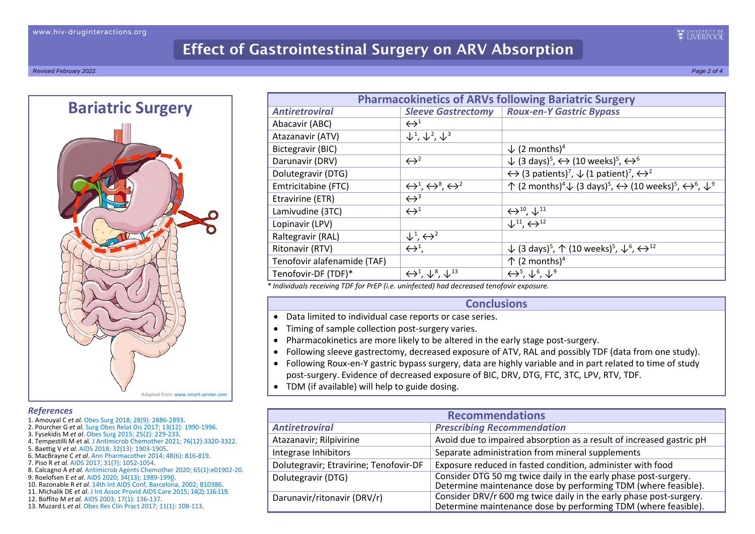# Effect of Gastrointestinal Surgery on ARV Absorption

## Bariatric Surgery

Adapted from: www.smart.servier.com

### References

1. Amouyal C *et al.* Obes Surg 2018; 28(9): 2886-2893.
2. Pourcher G *et al*. Surg Obes Relat Dis 2017; 13(12): 1990-1996.
3. Fysekidis M *et al*. Obes Surg 2015; 25(2): 229-233.
4. Tempestilli M et al. J Antimicrob Chemother 2021; 76(12):3320-3322.
5. Baettig V *et al*. AIDS 2018; 32(13): 1903-1905.
6. MacBrayne C *et al*. Ann Pharmacother 2014; 48(6): 816-819.
7. Piso R *et al.* AIDS 2017; 31(7): 1052-1054.
8. Calcagno A *et al.* Antimicrob Agents Chemother 2020; 65(1):e01902-20.
9. Roelofsen E *et al*. AIDS 2020; 34(13); 1989-1990.
10. Razonable R *et al*. 14th Int AIDS Conf, Barcelona, 2002; B10386.
11. Michalik DE *et al*. J Int Assoc Provid AIDS Care 2015; 14(2):116-119.
12. Boffito M *et al.* AIDS 2003; 17(1): 136-137.
13. Muzard L *et al.* Obes Res Clin Pract 2017; 11(1): 108-113.

## Pharmacokinetics of ARVs following Bariatric Surgery

| *Antiretroviral* | *Sleeve Gastrectomy* | *Roux-en-Y Gastric Bypass* |
|---|---|---|
| Abacavir (ABC) | ↔[1] | |
| Atazanavir (ATV) | ↓[1], ↓[2], ↓[3] | |
| Bictegravir (BIC) | | ↓ (2 months)[4] |
| Darunavir (DRV) | ↔[2] | ↓ (3 days)[5], ↔ (10 weeks)[5], ↔[6] |
| Dolutegravir (DTG) | | ↔ (3 patients)[7], ↓ (1 patient)[7], ↔[2] |
| Emtricitabine (FTC) | ↔[1], ↔[8], ↔[2] | ↑ (2 months)[4] ↓ (3 days)[5], ↔ (10 weeks)[5], ↔[6], ↓[9] |
| Etravirine (ETR) | ↔[3] | |
| Lamivudine (3TC) | ↔[1] | ↔[10], ↓[11] |
| Lopinavir (LPV) | | ↓[11], ↔[12] |
| Raltegravir (RAL) | ↓[1], ↔[2] | |
| Ritonavir (RTV) | ↔[1], | ↓ (3 days)[5], ↑ (10 weeks)[5], ↓[6], ↔[12] |
| Tenofovir alafenamide (TAF) | | ↑ (2 months)[4] |
| Tenofovir-DF (TDF)* | ↔[1], ↓[8], ↓[13] | ↔[5], ↓[6], ↓[9] |

*\* Individuals receiving TDF for PrEP (i.e. uninfected) had decreased tenofovir exposure.*

## Conclusions

- Data limited to individual case reports or case series.
- Timing of sample collection post-surgery varies.
- Pharmacokinetics are more likely to be altered in the early stage post-surgery.
- Following sleeve gastrectomy, decreased exposure of ATV, RAL and possibly TDF (data from one study).
- Following Roux-en-Y gastric bypass surgery, data are highly variable and in part related to time of study post-surgery. Evidence of decreased exposure of BIC, DRV, DTG, FTC, 3TC, LPV, RTV, TDF.
- TDM (if available) will help to guide dosing.

## Recommendations

| *Antiretroviral* | *Prescribing Recommendation* |
|---|---|
| Atazanavir; Rilpivirine | Avoid due to impaired absorption as a result of increased gastric pH |
| Integrase Inhibitors | Separate administration from mineral supplements |
| Dolutegravir; Etravirine; Tenofovir-DF | Exposure reduced in fasted condition, administer with food |
| Dolutegravir (DTG) | Consider DTG 50 mg twice daily in the early phase post-surgery. Determine maintenance dose by performing TDM (where feasible). |
| Darunavir/ritonavir (DRV/r) | Consider DRV/r 600 mg twice daily in the early phase post-surgery. Determine maintenance dose by performing TDM (where feasible). |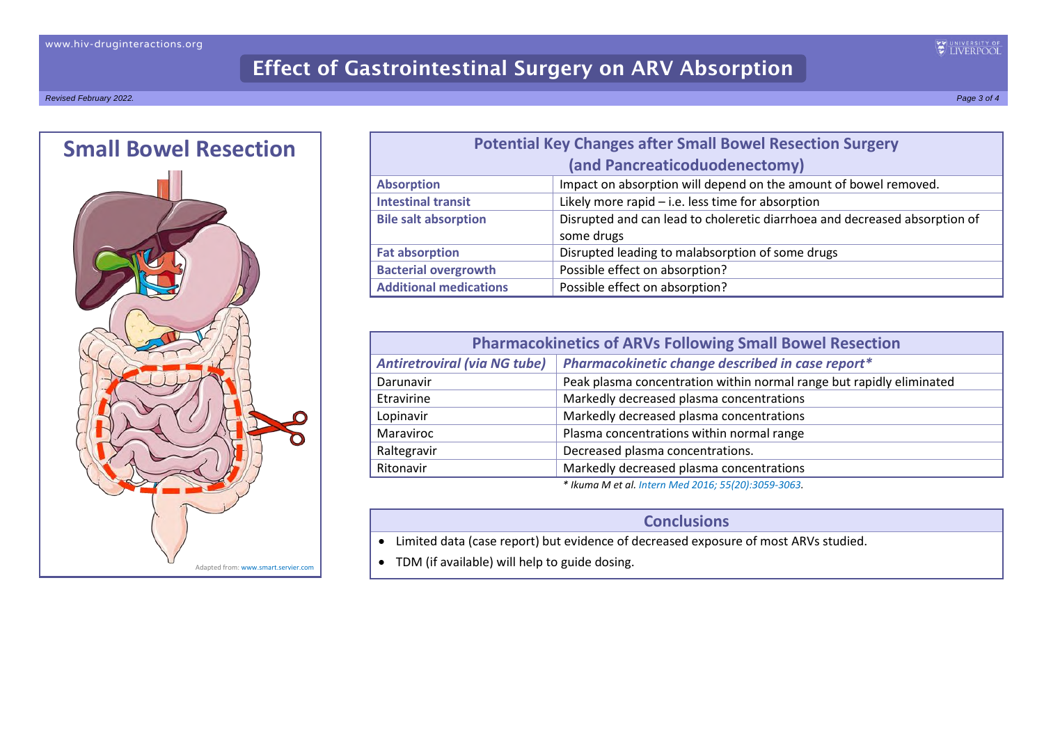# Effect of Gastrointestinal Surgery on ARV Absorption

Revised February 2022.

## Small Bowel Resection

Adapted from: www.smart.servier.com

| Potential Key Changes after Small Bowel Resection Surgery (and Pancreaticoduodenectomy) | |
|---|---|
| **Absorption** | Impact on absorption will depend on the amount of bowel removed. |
| **Intestinal transit** | Likely more rapid – i.e. less time for absorption |
| **Bile salt absorption** | Disrupted and can lead to choleretic diarrhoea and decreased absorption of some drugs |
| **Fat absorption** | Disrupted leading to malabsorption of some drugs |
| **Bacterial overgrowth** | Possible effect on absorption? |
| **Additional medications** | Possible effect on absorption? |

**Pharmacokinetics of ARVs Following Small Bowel Resection**

| *Antiretroviral (via NG tube)* | *Pharmacokinetic change described in case report** |
|---|---|
| Darunavir | Peak plasma concentration within normal range but rapidly eliminated |
| Etravirine | Markedly decreased plasma concentrations |
| Lopinavir | Markedly decreased plasma concentrations |
| Maraviroc | Plasma concentrations within normal range |
| Raltegravir | Decreased plasma concentrations. |
| Ritonavir | Markedly decreased plasma concentrations |

*\* Ikuma M et al. Intern Med 2016; 55(20):3059-3063.*

### Conclusions

- Limited data (case report) but evidence of decreased exposure of most ARVs studied.
- TDM (if available) will help to guide dosing.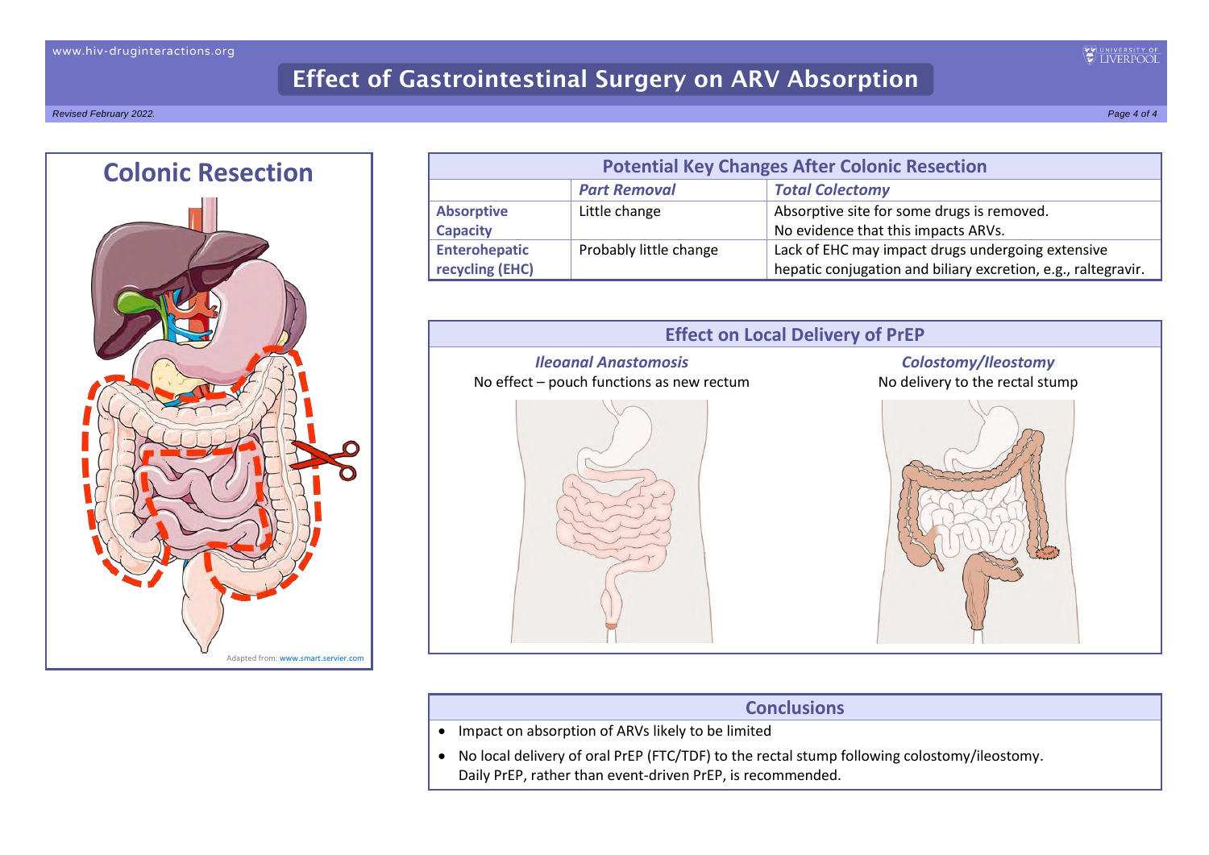# Effect of Gastrointestinal Surgery on ARV Absorption

*Revised February 2022.*

## Colonic Resection

Adapted from: www.smart.servier.com

| Potential Key Changes After Colonic Resection | | |
|---|---|---|
| | ***Part Removal*** | ***Total Colectomy*** |
| **Absorptive Capacity** | Little change | Absorptive site for some drugs is removed. No evidence that this impacts ARVs. |
| **Enterohepatic recycling (EHC)** | Probably little change | Lack of EHC may impact drugs undergoing extensive hepatic conjugation and biliary excretion, e.g., raltegravir. |

## Effect on Local Delivery of PrEP

***Ileoanal Anastomosis***

No effect – pouch functions as new rectum

***Colostomy/Ileostomy***

No delivery to the rectal stump

## Conclusions

- Impact on absorption of ARVs likely to be limited
- No local delivery of oral PrEP (FTC/TDF) to the rectal stump following colostomy/ileostomy. Daily PrEP, rather than event-driven PrEP, is recommended.